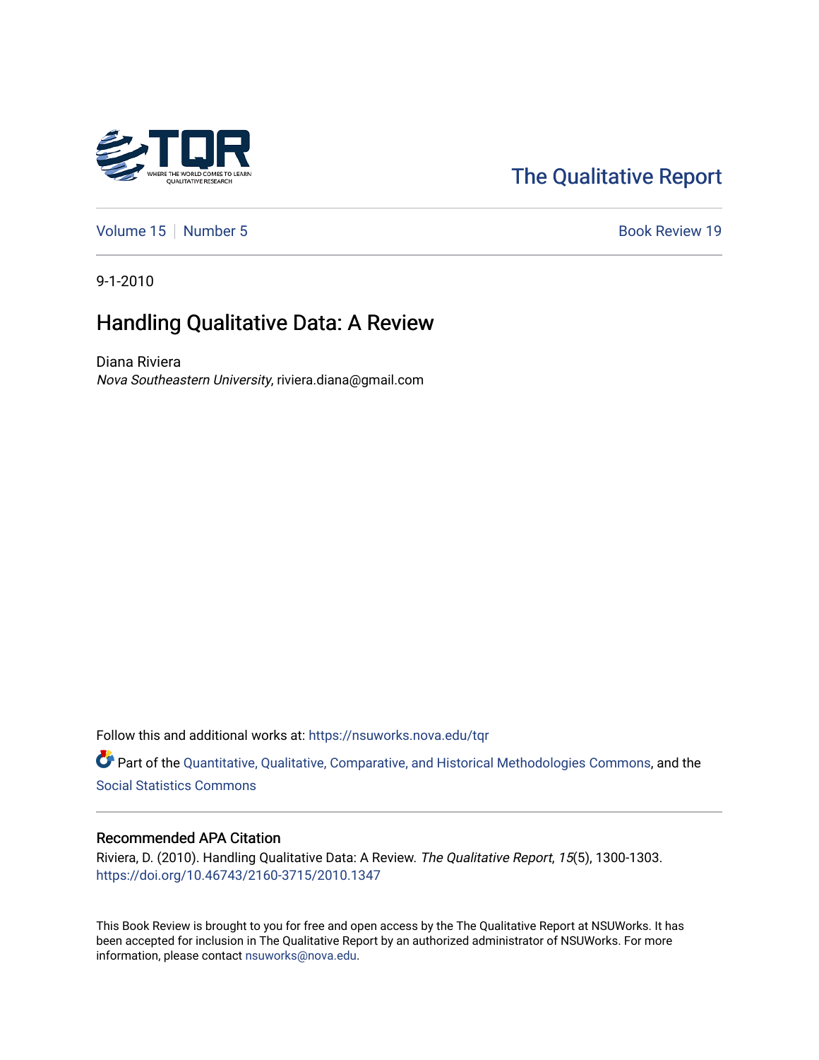The Qualitative Report

Volume 15 | Number 5 | Book Review 19

9-1-2010

# Handling Qualitative Data: A Review

Diana Riviera
*Nova Southeastern University*, riviera.diana@gmail.com

Follow this and additional works at: https://nsuworks.nova.edu/tqr

Part of the Quantitative, Qualitative, Comparative, and Historical Methodologies Commons, and the Social Statistics Commons

## Recommended APA Citation

Riviera, D. (2010). Handling Qualitative Data: A Review. *The Qualitative Report*, *15*(5), 1300-1303. https://doi.org/10.46743/2160-3715/2010.1347

This Book Review is brought to you for free and open access by the The Qualitative Report at NSUWorks. It has been accepted for inclusion in The Qualitative Report by an authorized administrator of NSUWorks. For more information, please contact nsuworks@nova.edu.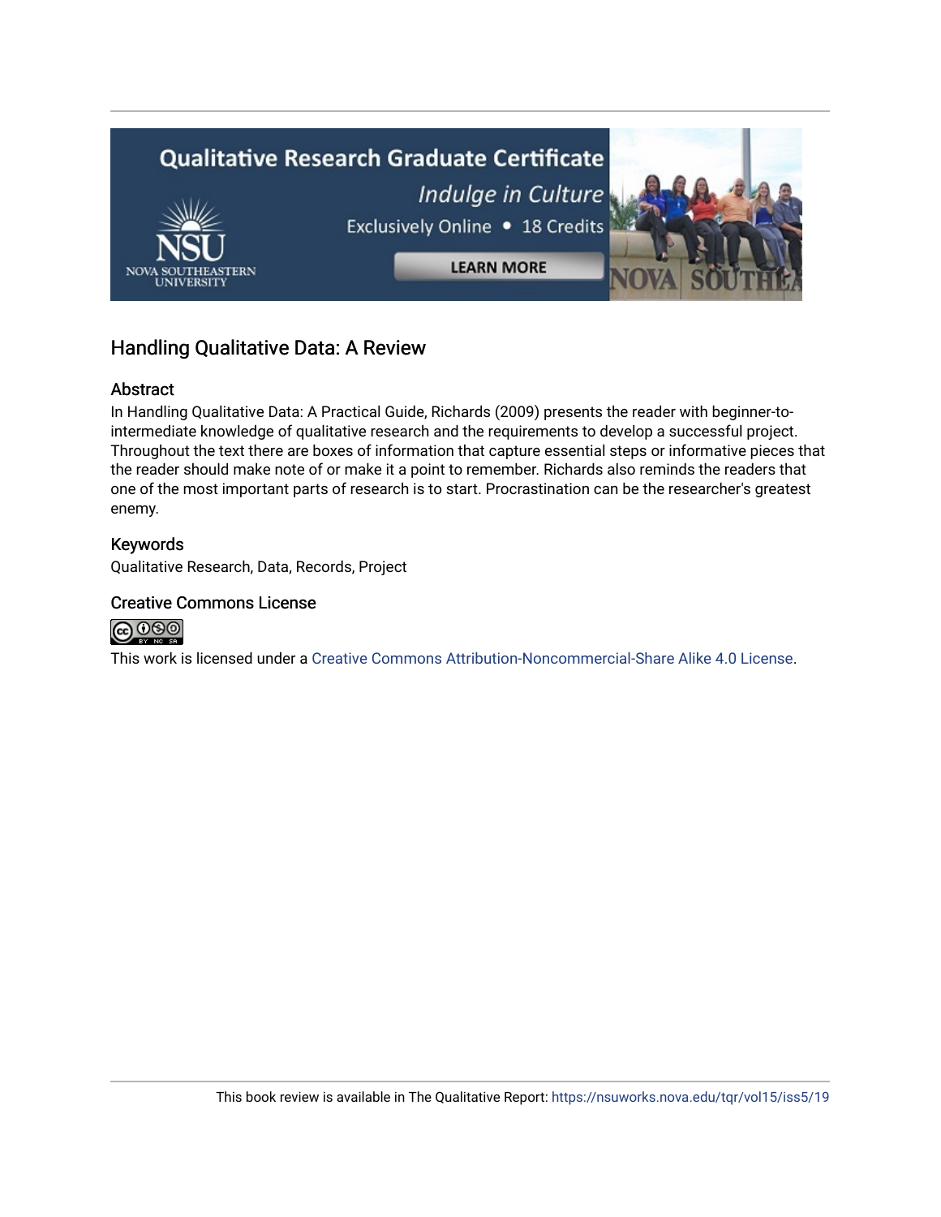## Handling Qualitative Data: A Review

### Abstract

In Handling Qualitative Data: A Practical Guide, Richards (2009) presents the reader with beginner-to-intermediate knowledge of qualitative research and the requirements to develop a successful project. Throughout the text there are boxes of information that capture essential steps or informative pieces that the reader should make note of or make it a point to remember. Richards also reminds the readers that one of the most important parts of research is to start. Procrastination can be the researcher's greatest enemy.

### Keywords

Qualitative Research, Data, Records, Project

### Creative Commons License

This work is licensed under a Creative Commons Attribution-Noncommercial-Share Alike 4.0 License.

This book review is available in The Qualitative Report: https://nsuworks.nova.edu/tqr/vol15/iss5/19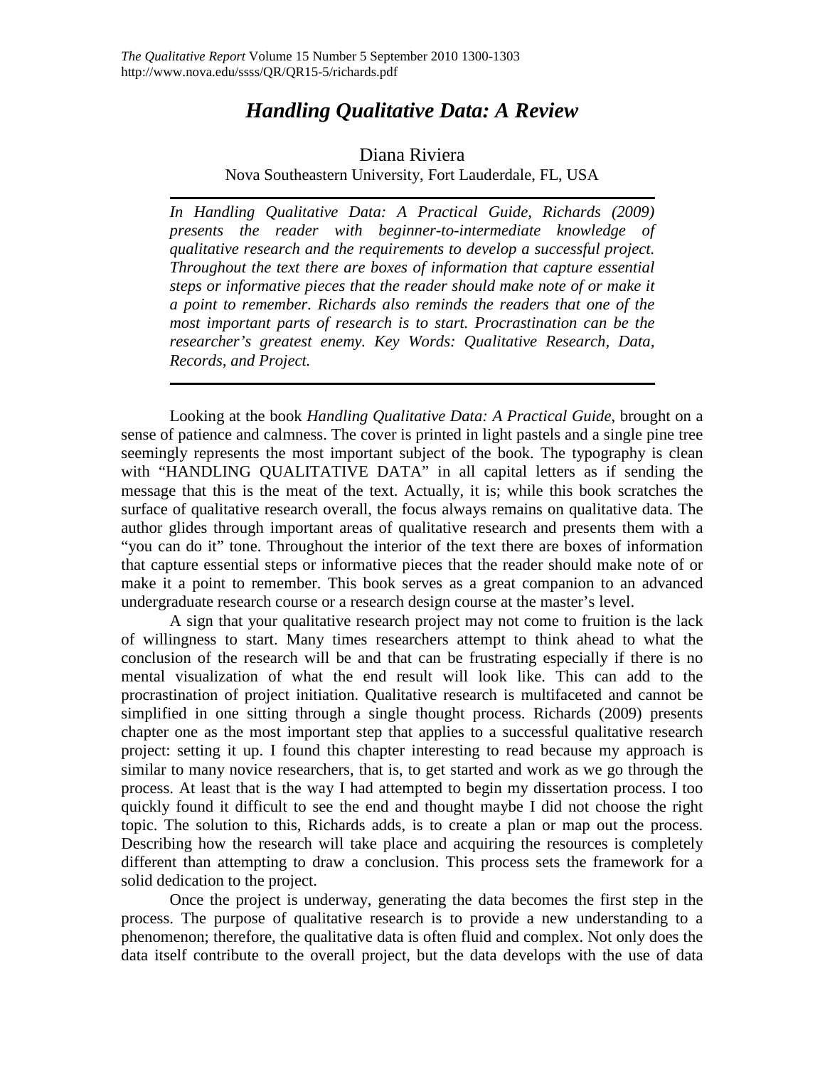# *Handling Qualitative Data: A Review*

Diana Riviera

Nova Southeastern University, Fort Lauderdale, FL, USA

*In Handling Qualitative Data: A Practical Guide, Richards (2009) presents the reader with beginner-to-intermediate knowledge of qualitative research and the requirements to develop a successful project. Throughout the text there are boxes of information that capture essential steps or informative pieces that the reader should make note of or make it a point to remember. Richards also reminds the readers that one of the most important parts of research is to start. Procrastination can be the researcher's greatest enemy. Key Words: Qualitative Research, Data, Records, and Project.*

Looking at the book *Handling Qualitative Data: A Practical Guide*, brought on a sense of patience and calmness. The cover is printed in light pastels and a single pine tree seemingly represents the most important subject of the book. The typography is clean with "HANDLING QUALITATIVE DATA" in all capital letters as if sending the message that this is the meat of the text. Actually, it is; while this book scratches the surface of qualitative research overall, the focus always remains on qualitative data. The author glides through important areas of qualitative research and presents them with a "you can do it" tone. Throughout the interior of the text there are boxes of information that capture essential steps or informative pieces that the reader should make note of or make it a point to remember. This book serves as a great companion to an advanced undergraduate research course or a research design course at the master's level.

A sign that your qualitative research project may not come to fruition is the lack of willingness to start. Many times researchers attempt to think ahead to what the conclusion of the research will be and that can be frustrating especially if there is no mental visualization of what the end result will look like. This can add to the procrastination of project initiation. Qualitative research is multifaceted and cannot be simplified in one sitting through a single thought process. Richards (2009) presents chapter one as the most important step that applies to a successful qualitative research project: setting it up. I found this chapter interesting to read because my approach is similar to many novice researchers, that is, to get started and work as we go through the process. At least that is the way I had attempted to begin my dissertation process. I too quickly found it difficult to see the end and thought maybe I did not choose the right topic. The solution to this, Richards adds, is to create a plan or map out the process. Describing how the research will take place and acquiring the resources is completely different than attempting to draw a conclusion. This process sets the framework for a solid dedication to the project.

Once the project is underway, generating the data becomes the first step in the process. The purpose of qualitative research is to provide a new understanding to a phenomenon; therefore, the qualitative data is often fluid and complex. Not only does the data itself contribute to the overall project, but the data develops with the use of data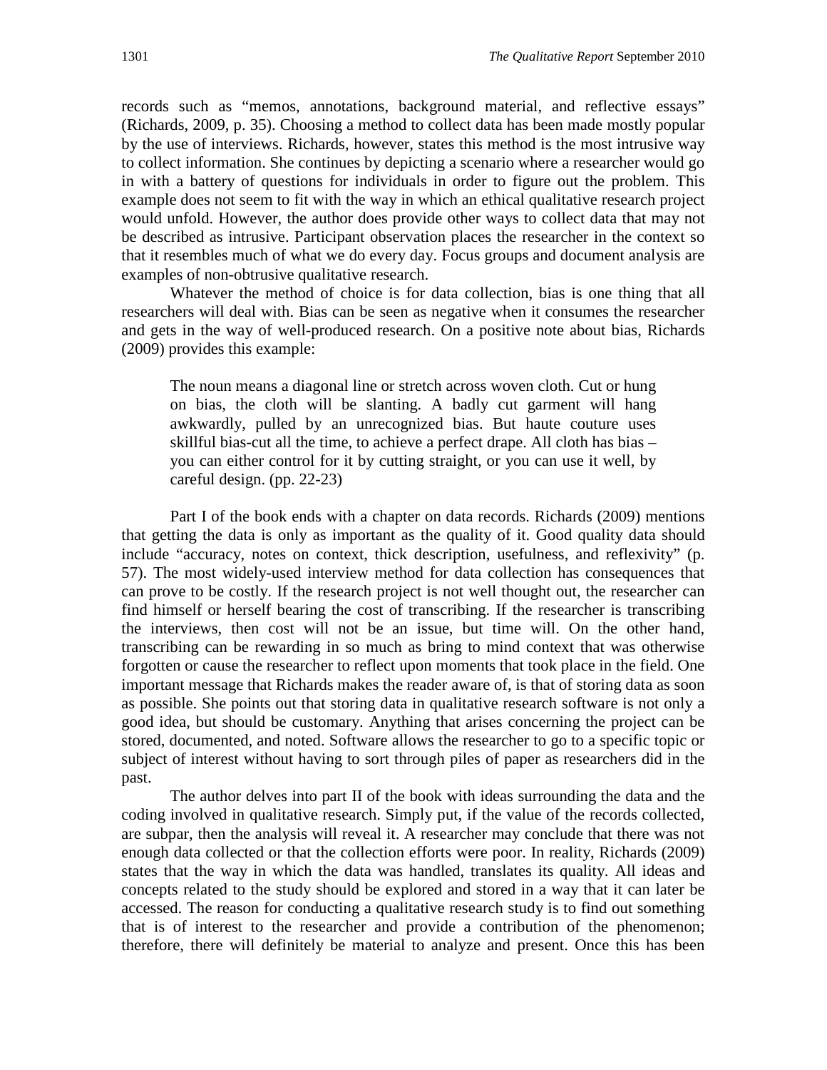records such as "memos, annotations, background material, and reflective essays" (Richards, 2009, p. 35). Choosing a method to collect data has been made mostly popular by the use of interviews. Richards, however, states this method is the most intrusive way to collect information. She continues by depicting a scenario where a researcher would go in with a battery of questions for individuals in order to figure out the problem. This example does not seem to fit with the way in which an ethical qualitative research project would unfold. However, the author does provide other ways to collect data that may not be described as intrusive. Participant observation places the researcher in the context so that it resembles much of what we do every day. Focus groups and document analysis are examples of non-obtrusive qualitative research.

Whatever the method of choice is for data collection, bias is one thing that all researchers will deal with. Bias can be seen as negative when it consumes the researcher and gets in the way of well-produced research. On a positive note about bias, Richards (2009) provides this example:

> The noun means a diagonal line or stretch across woven cloth. Cut or hung on bias, the cloth will be slanting. A badly cut garment will hang awkwardly, pulled by an unrecognized bias. But haute couture uses skillful bias-cut all the time, to achieve a perfect drape. All cloth has bias – you can either control for it by cutting straight, or you can use it well, by careful design. (pp. 22-23)

Part I of the book ends with a chapter on data records. Richards (2009) mentions that getting the data is only as important as the quality of it. Good quality data should include "accuracy, notes on context, thick description, usefulness, and reflexivity" (p. 57). The most widely-used interview method for data collection has consequences that can prove to be costly. If the research project is not well thought out, the researcher can find himself or herself bearing the cost of transcribing. If the researcher is transcribing the interviews, then cost will not be an issue, but time will. On the other hand, transcribing can be rewarding in so much as bring to mind context that was otherwise forgotten or cause the researcher to reflect upon moments that took place in the field. One important message that Richards makes the reader aware of, is that of storing data as soon as possible. She points out that storing data in qualitative research software is not only a good idea, but should be customary. Anything that arises concerning the project can be stored, documented, and noted. Software allows the researcher to go to a specific topic or subject of interest without having to sort through piles of paper as researchers did in the past.

The author delves into part II of the book with ideas surrounding the data and the coding involved in qualitative research. Simply put, if the value of the records collected, are subpar, then the analysis will reveal it. A researcher may conclude that there was not enough data collected or that the collection efforts were poor. In reality, Richards (2009) states that the way in which the data was handled, translates its quality. All ideas and concepts related to the study should be explored and stored in a way that it can later be accessed. The reason for conducting a qualitative research study is to find out something that is of interest to the researcher and provide a contribution of the phenomenon; therefore, there will definitely be material to analyze and present. Once this has been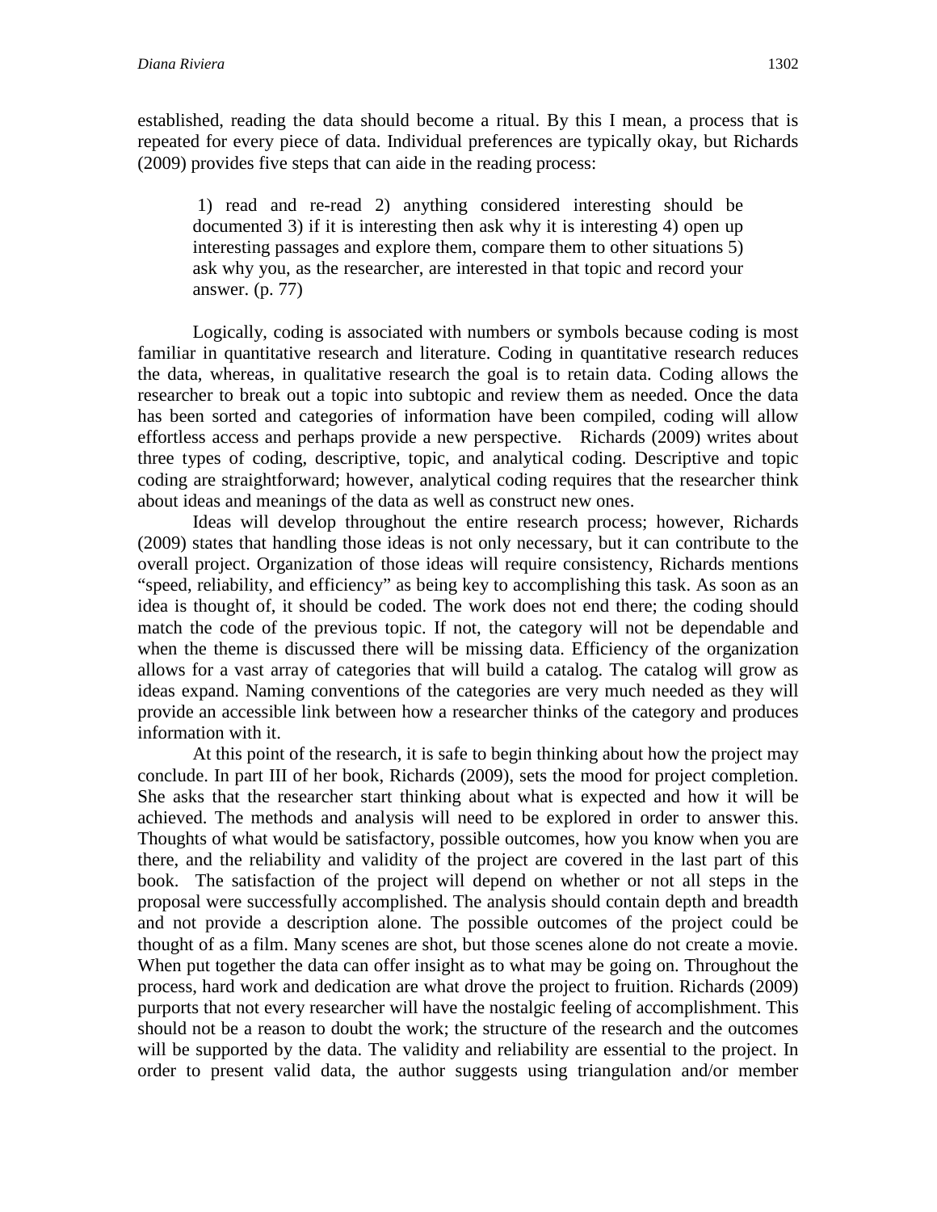established, reading the data should become a ritual. By this I mean, a process that is repeated for every piece of data. Individual preferences are typically okay, but Richards (2009) provides five steps that can aide in the reading process:

> 1) read and re-read 2) anything considered interesting should be documented 3) if it is interesting then ask why it is interesting 4) open up interesting passages and explore them, compare them to other situations 5) ask why you, as the researcher, are interested in that topic and record your answer. (p. 77)

Logically, coding is associated with numbers or symbols because coding is most familiar in quantitative research and literature. Coding in quantitative research reduces the data, whereas, in qualitative research the goal is to retain data. Coding allows the researcher to break out a topic into subtopic and review them as needed. Once the data has been sorted and categories of information have been compiled, coding will allow effortless access and perhaps provide a new perspective. Richards (2009) writes about three types of coding, descriptive, topic, and analytical coding. Descriptive and topic coding are straightforward; however, analytical coding requires that the researcher think about ideas and meanings of the data as well as construct new ones.

Ideas will develop throughout the entire research process; however, Richards (2009) states that handling those ideas is not only necessary, but it can contribute to the overall project. Organization of those ideas will require consistency, Richards mentions "speed, reliability, and efficiency" as being key to accomplishing this task. As soon as an idea is thought of, it should be coded. The work does not end there; the coding should match the code of the previous topic. If not, the category will not be dependable and when the theme is discussed there will be missing data. Efficiency of the organization allows for a vast array of categories that will build a catalog. The catalog will grow as ideas expand. Naming conventions of the categories are very much needed as they will provide an accessible link between how a researcher thinks of the category and produces information with it.

At this point of the research, it is safe to begin thinking about how the project may conclude. In part III of her book, Richards (2009), sets the mood for project completion. She asks that the researcher start thinking about what is expected and how it will be achieved. The methods and analysis will need to be explored in order to answer this. Thoughts of what would be satisfactory, possible outcomes, how you know when you are there, and the reliability and validity of the project are covered in the last part of this book. The satisfaction of the project will depend on whether or not all steps in the proposal were successfully accomplished. The analysis should contain depth and breadth and not provide a description alone. The possible outcomes of the project could be thought of as a film. Many scenes are shot, but those scenes alone do not create a movie. When put together the data can offer insight as to what may be going on. Throughout the process, hard work and dedication are what drove the project to fruition. Richards (2009) purports that not every researcher will have the nostalgic feeling of accomplishment. This should not be a reason to doubt the work; the structure of the research and the outcomes will be supported by the data. The validity and reliability are essential to the project. In order to present valid data, the author suggests using triangulation and/or member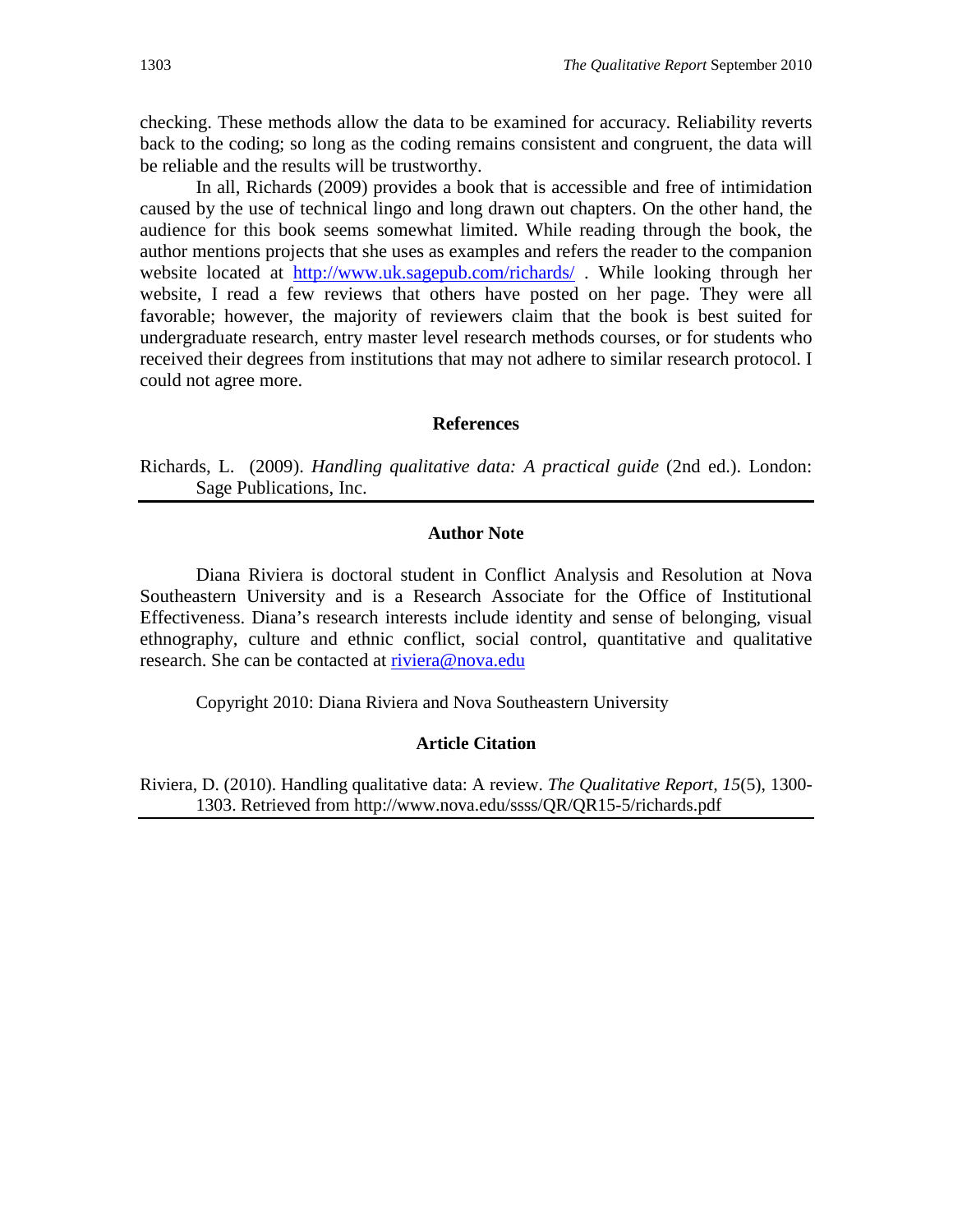checking. These methods allow the data to be examined for accuracy. Reliability reverts back to the coding; so long as the coding remains consistent and congruent, the data will be reliable and the results will be trustworthy.

In all, Richards (2009) provides a book that is accessible and free of intimidation caused by the use of technical lingo and long drawn out chapters. On the other hand, the audience for this book seems somewhat limited. While reading through the book, the author mentions projects that she uses as examples and refers the reader to the companion website located at http://www.uk.sagepub.com/richards/ . While looking through her website, I read a few reviews that others have posted on her page. They were all favorable; however, the majority of reviewers claim that the book is best suited for undergraduate research, entry master level research methods courses, or for students who received their degrees from institutions that may not adhere to similar research protocol. I could not agree more.

## References

Richards, L. (2009). *Handling qualitative data: A practical guide* (2nd ed.). London: Sage Publications, Inc.

---

## Author Note

Diana Riviera is doctoral student in Conflict Analysis and Resolution at Nova Southeastern University and is a Research Associate for the Office of Institutional Effectiveness. Diana's research interests include identity and sense of belonging, visual ethnography, culture and ethnic conflict, social control, quantitative and qualitative research. She can be contacted at riviera@nova.edu

Copyright 2010: Diana Riviera and Nova Southeastern University

## Article Citation

Riviera, D. (2010). Handling qualitative data: A review. *The Qualitative Report*, *15*(5), 1300-1303. Retrieved from http://www.nova.edu/ssss/QR/QR15-5/richards.pdf

---